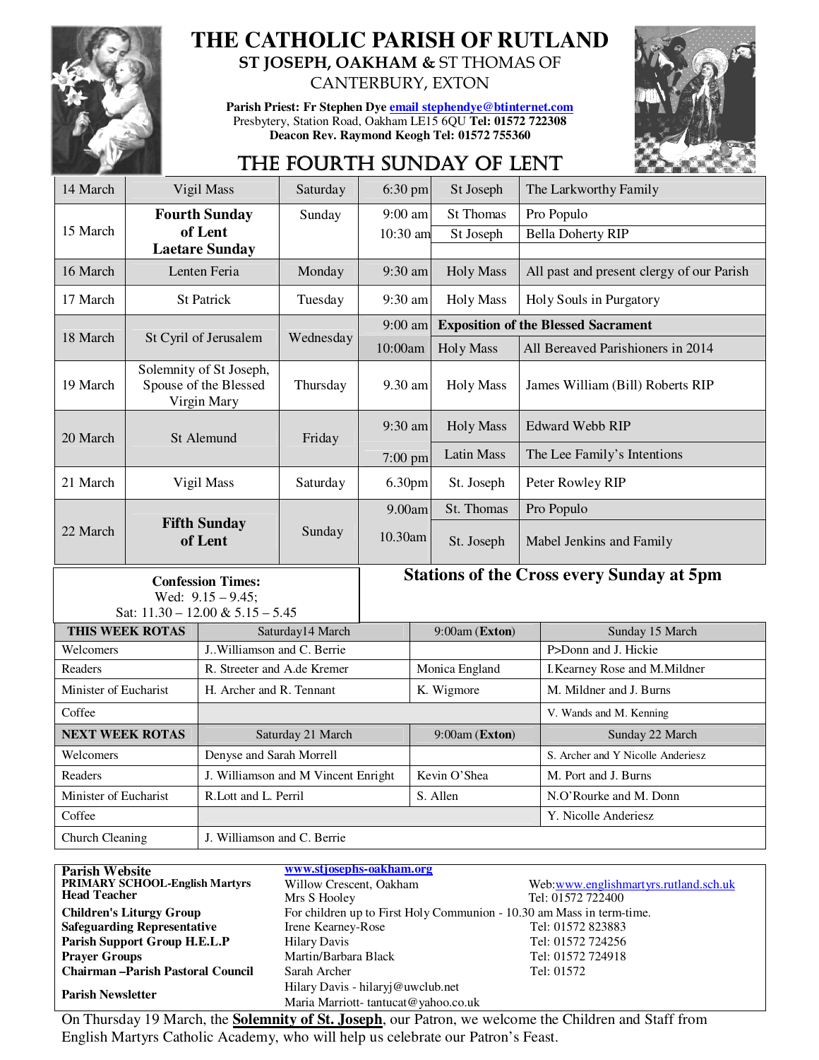# THE CATHOLIC PARISH OF RUTLAND

## ST JOSEPH, OAKHAM & ST THOMAS OF CANTERBURY, EXTON

**Parish Priest: Fr Stephen Dye email stephendye@btinternet.com**
Presbytery, Station Road, Oakham LE15 6QU **Tel: 01572 722308**
**Deacon Rev. Raymond Keogh Tel: 01572 755360**

## THE FOURTH SUNDAY OF LENT

| Date | Occasion | Day | Time | Church/Mass | Intention |
|---|---|---|---|---|---|
| 14 March | Vigil Mass | Saturday | 6:30 pm | St Joseph | The Larkworthy Family |
| 15 March | **Fourth Sunday of Lent Laetare Sunday** | Sunday | 9:00 am | St Thomas | Pro Populo |
| | | | 10:30 am | St Joseph | Bella Doherty RIP |
| 16 March | Lenten Feria | Monday | 9:30 am | Holy Mass | All past and present clergy of our Parish |
| 17 March | St Patrick | Tuesday | 9:30 am | Holy Mass | Holy Souls in Purgatory |
| 18 March | St Cyril of Jerusalem | Wednesday | 9:00 am | **Exposition of the Blessed Sacrament** | |
| | | | 10:00am | Holy Mass | All Bereaved Parishioners in 2014 |
| 19 March | Solemnity of St Joseph, Spouse of the Blessed Virgin Mary | Thursday | 9.30 am | Holy Mass | James William (Bill) Roberts RIP |
| 20 March | St Alemund | Friday | 9:30 am | Holy Mass | Edward Webb RIP |
| | | | 7:00 pm | Latin Mass | The Lee Family's Intentions |
| 21 March | Vigil Mass | Saturday | 6.30pm | St. Joseph | Peter Rowley RIP |
| 22 March | **Fifth Sunday of Lent** | Sunday | 9.00am | St. Thomas | Pro Populo |
| | | | 10.30am | St. Joseph | Mabel Jenkins and Family |

**Confession Times:**
Wed: 9.15 – 9.45;
Sat: 11.30 – 12.00 & 5.15 – 5.45

**Stations of the Cross every Sunday at 5pm**

| THIS WEEK ROTAS | Saturday14 March | 9:00am (Exton) | Sunday 15 March |
|---|---|---|---|
| Welcomers | J..Williamson and C. Berrie | | P>Donn and J. Hickie |
| Readers | R. Streeter and A.de Kremer | Monica England | I.Kearney Rose and M.Mildner |
| Minister of Eucharist | H. Archer and R. Tennant | K. Wigmore | M. Mildner and J. Burns |
| Coffee | | | V. Wands and M. Kenning |
| **NEXT WEEK ROTAS** | Saturday 21 March | 9:00am (**Exton**) | Sunday 22 March |
| Welcomers | Denyse and Sarah Morrell | | S. Archer and Y Nicolle Anderiesz |
| Readers | J. Williamson and M Vincent Enright | Kevin O'Shea | M. Port and J. Burns |
| Minister of Eucharist | R.Lott and L. Perril | S. Allen | N.O'Rourke and M. Donn |
| Coffee | | | Y. Nicolle Anderiesz |
| Church Cleaning | J. Williamson and C. Berrie | | |

| | | |
|---|---|---|
| **Parish Website** | www.stjosephs-oakham.org | |
| **PRIMARY SCHOOL-English Martyrs** | Willow Crescent, Oakham | Web:www.englishmartyrs.rutland.sch.uk |
| **Head Teacher** | Mrs S Hooley | Tel: 01572 722400 |
| **Children's Liturgy Group** | For children up to First Holy Communion - 10.30 am Mass in term-time. | |
| **Safeguarding Representative** | Irene Kearney-Rose | Tel: 01572 823883 |
| **Parish Support Group H.E.L.P** | Hilary Davis | Tel: 01572 724256 |
| **Prayer Groups** | Martin/Barbara Black | Tel: 01572 724918 |
| **Chairman –Parish Pastoral Council** | Sarah Archer | Tel: 01572 |
| **Parish Newsletter** | Hilary Davis - hilaryj@uwclub.net<br>Maria Marriott- tantucat@yahoo.co.uk | |

On Thursday 19 March, the **Solemnity of St. Joseph**, our Patron, we welcome the Children and Staff from English Martyrs Catholic Academy, who will help us celebrate our Patron's Feast.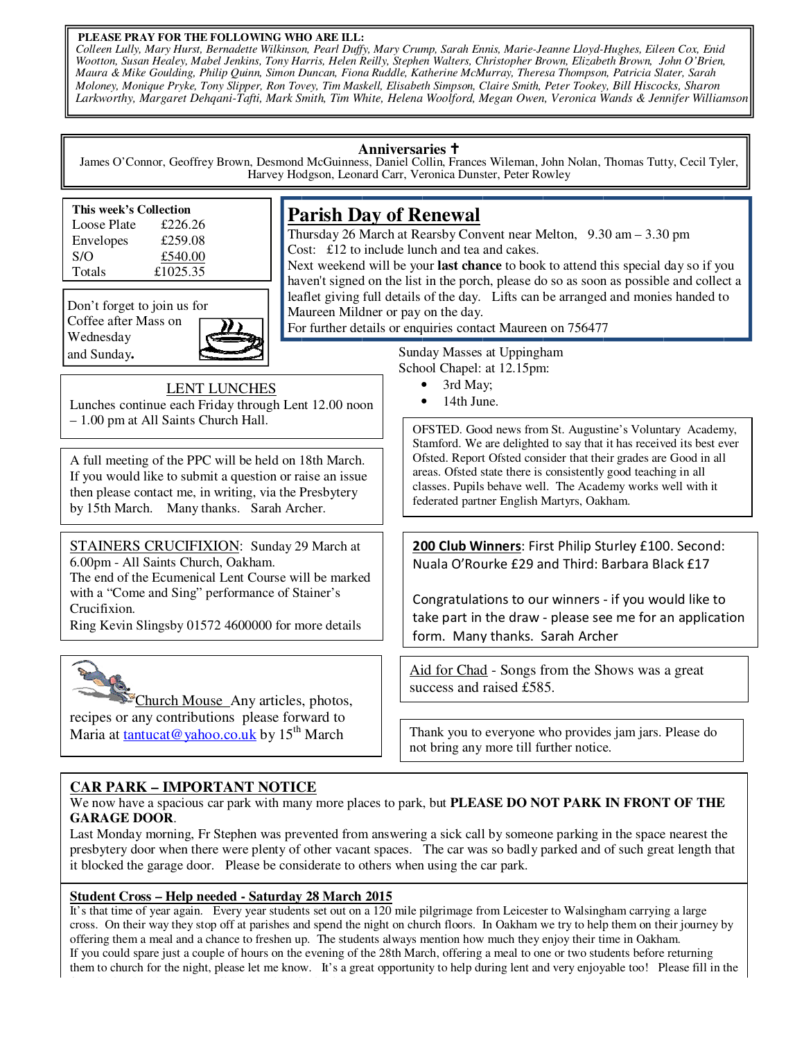**PLEASE PRAY FOR THE FOLLOWING WHO ARE ILL:**

*Colleen Lully, Mary Hurst, Bernadette Wilkinson, Pearl Duffy, Mary Crump, Sarah Ennis, Marie-Jeanne Lloyd-Hughes, Eileen Cox, Enid Wootton, Susan Healey, Mabel Jenkins, Tony Harris, Helen Reilly, Stephen Walters, Christopher Brown, Elizabeth Brown, John O'Brien, Maura & Mike Goulding, Philip Quinn, Simon Duncan, Fiona Ruddle, Katherine McMurray, Theresa Thompson, Patricia Slater, Sarah Moloney, Monique Pryke, Tony Slipper, Ron Tovey, Tim Maskell, Elisabeth Simpson, Claire Smith, Peter Tookey, Bill Hiscocks, Sharon Larkworthy, Margaret Dehqani-Tafti, Mark Smith, Tim White, Helena Woolford, Megan Owen, Veronica Wands & Jennifer Williamson*

**Anniversaries ✝**

James O'Connor, Geoffrey Brown, Desmond McGuinness, Daniel Collin, Frances Wileman, John Nolan, Thomas Tutty, Cecil Tyler, Harvey Hodgson, Leonard Carr, Veronica Dunster, Peter Rowley

**This week's Collection**

| | |
|---|---|
| Loose Plate | £226.26 |
| Envelopes | £259.08 |
| S/O | £540.00 |
| Totals | £1025.35 |

Don't forget to join us for Coffee after Mass on Wednesday and Sunday**.**

## Parish Day of Renewal

Thursday 26 March at Rearsby Convent near Melton, 9.30 am – 3.30 pm
Cost: £12 to include lunch and tea and cakes.
Next weekend will be your **last chance** to book to attend this special day so if you haven't signed on the list in the porch, please do so as soon as possible and collect a leaflet giving full details of the day. Lifts can be arranged and monies handed to Maureen Mildner or pay on the day.
For further details or enquiries contact Maureen on 756477

Sunday Masses at Uppingham School Chapel: at 12.15pm:

- 3rd May;
- 14th June.

LENT LUNCHES

Lunches continue each Friday through Lent 12.00 noon – 1.00 pm at All Saints Church Hall.

OFSTED. Good news from St. Augustine's Voluntary Academy, Stamford. We are delighted to say that it has received its best ever Ofsted. Report Ofsted consider that their grades are Good in all areas. Ofsted state there is consistently good teaching in all classes. Pupils behave well. The Academy works well with it federated partner English Martyrs, Oakham.

A full meeting of the PPC will be held on 18th March. If you would like to submit a question or raise an issue then please contact me, in writing, via the Presbytery by 15th March. Many thanks. Sarah Archer.

STAINERS CRUCIFIXION: Sunday 29 March at 6.00pm - All Saints Church, Oakham.
The end of the Ecumenical Lent Course will be marked with a "Come and Sing" performance of Stainer's Crucifixion.
Ring Kevin Slingsby 01572 4600000 for more details

**200 Club Winners**: First Philip Sturley £100. Second: Nuala O'Rourke £29 and Third: Barbara Black £17

Congratulations to our winners - if you would like to take part in the draw - please see me for an application form. Many thanks. Sarah Archer

Church Mouse Any articles, photos, recipes or any contributions please forward to Maria at tantucat@yahoo.co.uk by 15th March

Aid for Chad - Songs from the Shows was a great success and raised £585.

Thank you to everyone who provides jam jars. Please do not bring any more till further notice.

## CAR PARK – IMPORTANT NOTICE

We now have a spacious car park with many more places to park, but **PLEASE DO NOT PARK IN FRONT OF THE GARAGE DOOR**.
Last Monday morning, Fr Stephen was prevented from answering a sick call by someone parking in the space nearest the presbytery door when there were plenty of other vacant spaces. The car was so badly parked and of such great length that it blocked the garage door. Please be considerate to others when using the car park.

**Student Cross – Help needed - Saturday 28 March 2015**

It's that time of year again. Every year students set out on a 120 mile pilgrimage from Leicester to Walsingham carrying a large cross. On their way they stop off at parishes and spend the night on church floors. In Oakham we try to help them on their journey by offering them a meal and a chance to freshen up. The students always mention how much they enjoy their time in Oakham.
If you could spare just a couple of hours on the evening of the 28th March, offering a meal to one or two students before returning them to church for the night, please let me know. It's a great opportunity to help during lent and very enjoyable too! Please fill in the